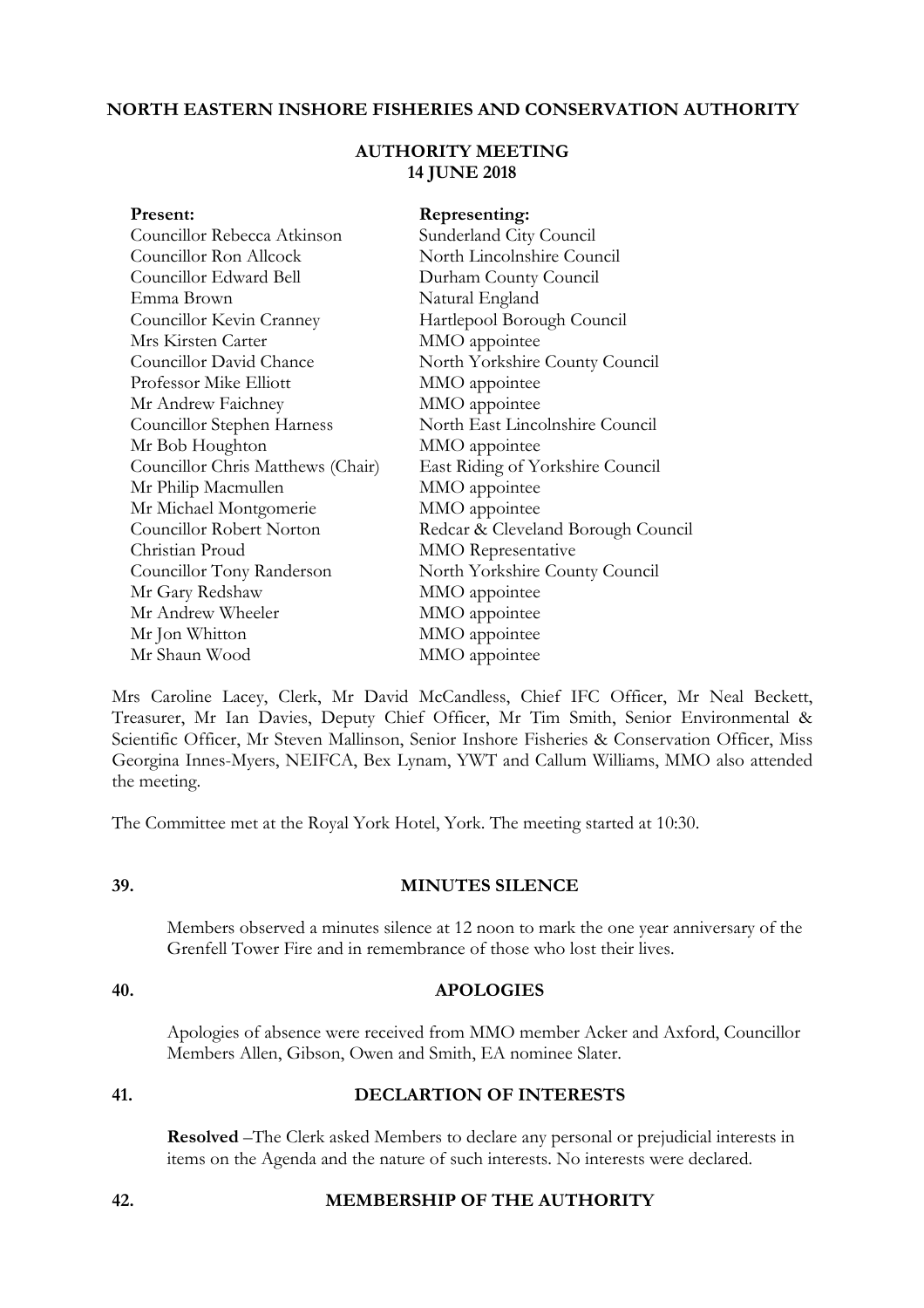**NORTH EASTERN INSHORE FISHERIES AND CONSERVATION AUTHORITY**

**AUTHORITY MEETING**
**14 JUNE 2018**

| **Present:** | **Representing:** |
|---|---|
| Councillor Rebecca Atkinson | Sunderland City Council |
| Councillor Ron Allcock | North Lincolnshire Council |
| Councillor Edward Bell | Durham County Council |
| Emma Brown | Natural England |
| Councillor Kevin Cranney | Hartlepool Borough Council |
| Mrs Kirsten Carter | MMO appointee |
| Councillor David Chance | North Yorkshire County Council |
| Professor Mike Elliott | MMO appointee |
| Mr Andrew Faichney | MMO appointee |
| Councillor Stephen Harness | North East Lincolnshire Council |
| Mr Bob Houghton | MMO appointee |
| Councillor Chris Matthews (Chair) | East Riding of Yorkshire Council |
| Mr Philip Macmullen | MMO appointee |
| Mr Michael Montgomerie | MMO appointee |
| Councillor Robert Norton | Redcar & Cleveland Borough Council |
| Christian Proud | MMO Representative |
| Councillor Tony Randerson | North Yorkshire County Council |
| Mr Gary Redshaw | MMO appointee |
| Mr Andrew Wheeler | MMO appointee |
| Mr Jon Whitton | MMO appointee |
| Mr Shaun Wood | MMO appointee |

Mrs Caroline Lacey, Clerk, Mr David McCandless, Chief IFC Officer, Mr Neal Beckett, Treasurer, Mr Ian Davies, Deputy Chief Officer, Mr Tim Smith, Senior Environmental & Scientific Officer, Mr Steven Mallinson, Senior Inshore Fisheries & Conservation Officer, Miss Georgina Innes-Myers, NEIFCA, Bex Lynam, YWT and Callum Williams, MMO also attended the meeting.

The Committee met at the Royal York Hotel, York. The meeting started at 10:30.

## 39. MINUTES SILENCE

Members observed a minutes silence at 12 noon to mark the one year anniversary of the Grenfell Tower Fire and in remembrance of those who lost their lives.

## 40. APOLOGIES

Apologies of absence were received from MMO member Acker and Axford, Councillor Members Allen, Gibson, Owen and Smith, EA nominee Slater.

## 41. DECLARTION OF INTERESTS

**Resolved** –The Clerk asked Members to declare any personal or prejudicial interests in items on the Agenda and the nature of such interests. No interests were declared.

## 42. MEMBERSHIP OF THE AUTHORITY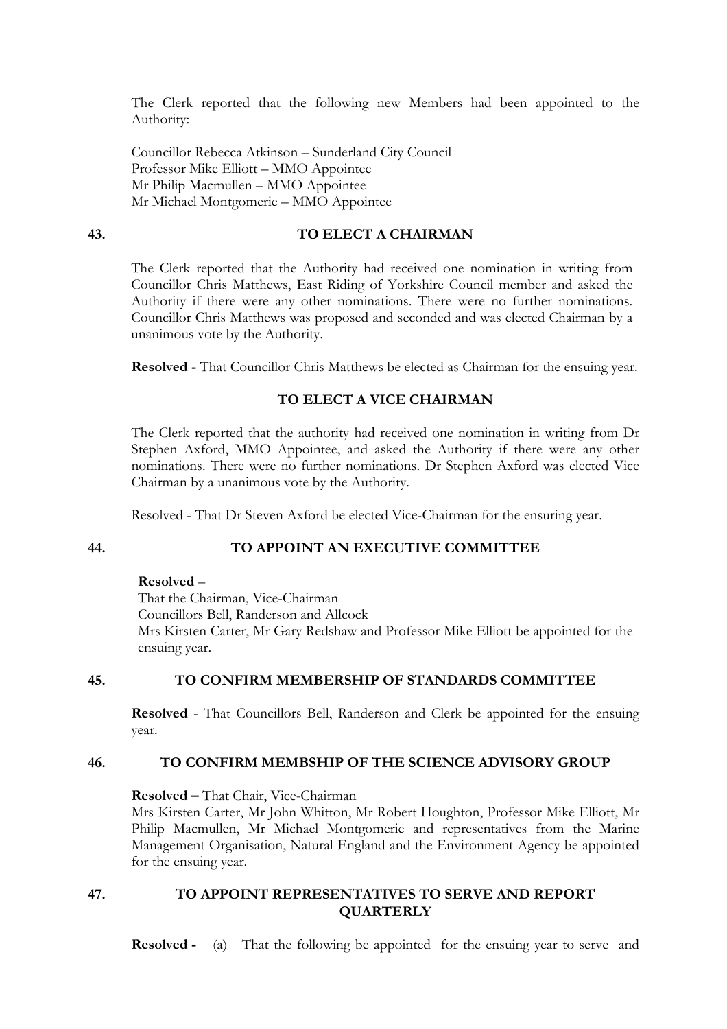The Clerk reported that the following new Members had been appointed to the Authority:

Councillor Rebecca Atkinson – Sunderland City Council
Professor Mike Elliott – MMO Appointee
Mr Philip Macmullen – MMO Appointee
Mr Michael Montgomerie – MMO Appointee

## 43. TO ELECT A CHAIRMAN

The Clerk reported that the Authority had received one nomination in writing from Councillor Chris Matthews, East Riding of Yorkshire Council member and asked the Authority if there were any other nominations. There were no further nominations. Councillor Chris Matthews was proposed and seconded and was elected Chairman by a unanimous vote by the Authority.

**Resolved -** That Councillor Chris Matthews be elected as Chairman for the ensuing year.

## TO ELECT A VICE CHAIRMAN

The Clerk reported that the authority had received one nomination in writing from Dr Stephen Axford, MMO Appointee, and asked the Authority if there were any other nominations. There were no further nominations. Dr Stephen Axford was elected Vice Chairman by a unanimous vote by the Authority.

Resolved - That Dr Steven Axford be elected Vice-Chairman for the ensuring year.

## 44. TO APPOINT AN EXECUTIVE COMMITTEE

**Resolved** –
That the Chairman, Vice-Chairman
Councillors Bell, Randerson and Allcock
Mrs Kirsten Carter, Mr Gary Redshaw and Professor Mike Elliott be appointed for the ensuing year.

## 45. TO CONFIRM MEMBERSHIP OF STANDARDS COMMITTEE

**Resolved** - That Councillors Bell, Randerson and Clerk be appointed for the ensuing year.

## 46. TO CONFIRM MEMBSHIP OF THE SCIENCE ADVISORY GROUP

**Resolved –** That Chair, Vice-Chairman
Mrs Kirsten Carter, Mr John Whitton, Mr Robert Houghton, Professor Mike Elliott, Mr Philip Macmullen, Mr Michael Montgomerie and representatives from the Marine Management Organisation, Natural England and the Environment Agency be appointed for the ensuing year.

## 47. TO APPOINT REPRESENTATIVES TO SERVE AND REPORT QUARTERLY

**Resolved -** (a) That the following be appointed for the ensuing year to serve and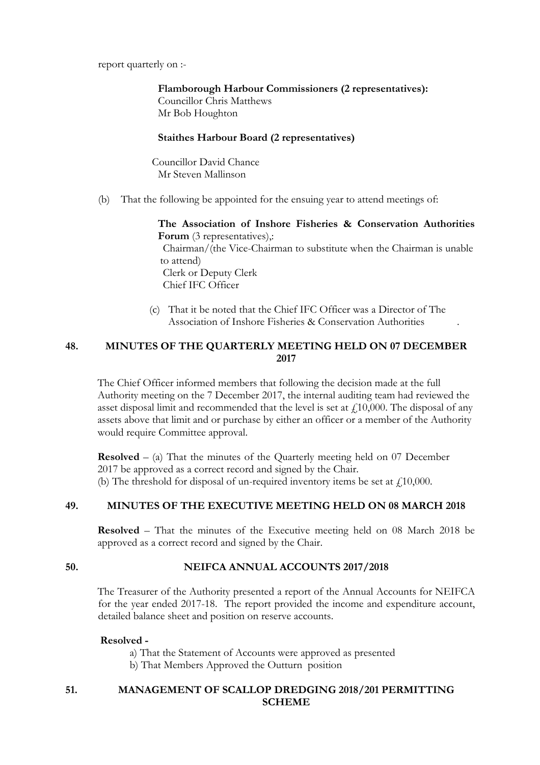report quarterly on :-

**Flamborough Harbour Commissioners (2 representatives):**
Councillor Chris Matthews
Mr Bob Houghton

**Staithes Harbour Board (2 representatives)**

Councillor David Chance
Mr Steven Mallinson

(b) That the following be appointed for the ensuing year to attend meetings of:

**The Association of Inshore Fisheries & Conservation Authorities Forum** (3 representatives),:
Chairman/(the Vice-Chairman to substitute when the Chairman is unable to attend)
Clerk or Deputy Clerk
Chief IFC Officer

(c) That it be noted that the Chief IFC Officer was a Director of The Association of Inshore Fisheries & Conservation Authorities .

## 48. MINUTES OF THE QUARTERLY MEETING HELD ON 07 DECEMBER 2017

The Chief Officer informed members that following the decision made at the full Authority meeting on the 7 December 2017, the internal auditing team had reviewed the asset disposal limit and recommended that the level is set at £10,000. The disposal of any assets above that limit and or purchase by either an officer or a member of the Authority would require Committee approval.

**Resolved** – (a) That the minutes of the Quarterly meeting held on 07 December 2017 be approved as a correct record and signed by the Chair.
(b) The threshold for disposal of un-required inventory items be set at £10,000.

## 49. MINUTES OF THE EXECUTIVE MEETING HELD ON 08 MARCH 2018

**Resolved** – That the minutes of the Executive meeting held on 08 March 2018 be approved as a correct record and signed by the Chair.

## 50. NEIFCA ANNUAL ACCOUNTS 2017/2018

The Treasurer of the Authority presented a report of the Annual Accounts for NEIFCA for the year ended 2017-18. The report provided the income and expenditure account, detailed balance sheet and position on reserve accounts.

**Resolved -**

a) That the Statement of Accounts were approved as presented
b) That Members Approved the Outturn position

## 51. MANAGEMENT OF SCALLOP DREDGING 2018/201 PERMITTING SCHEME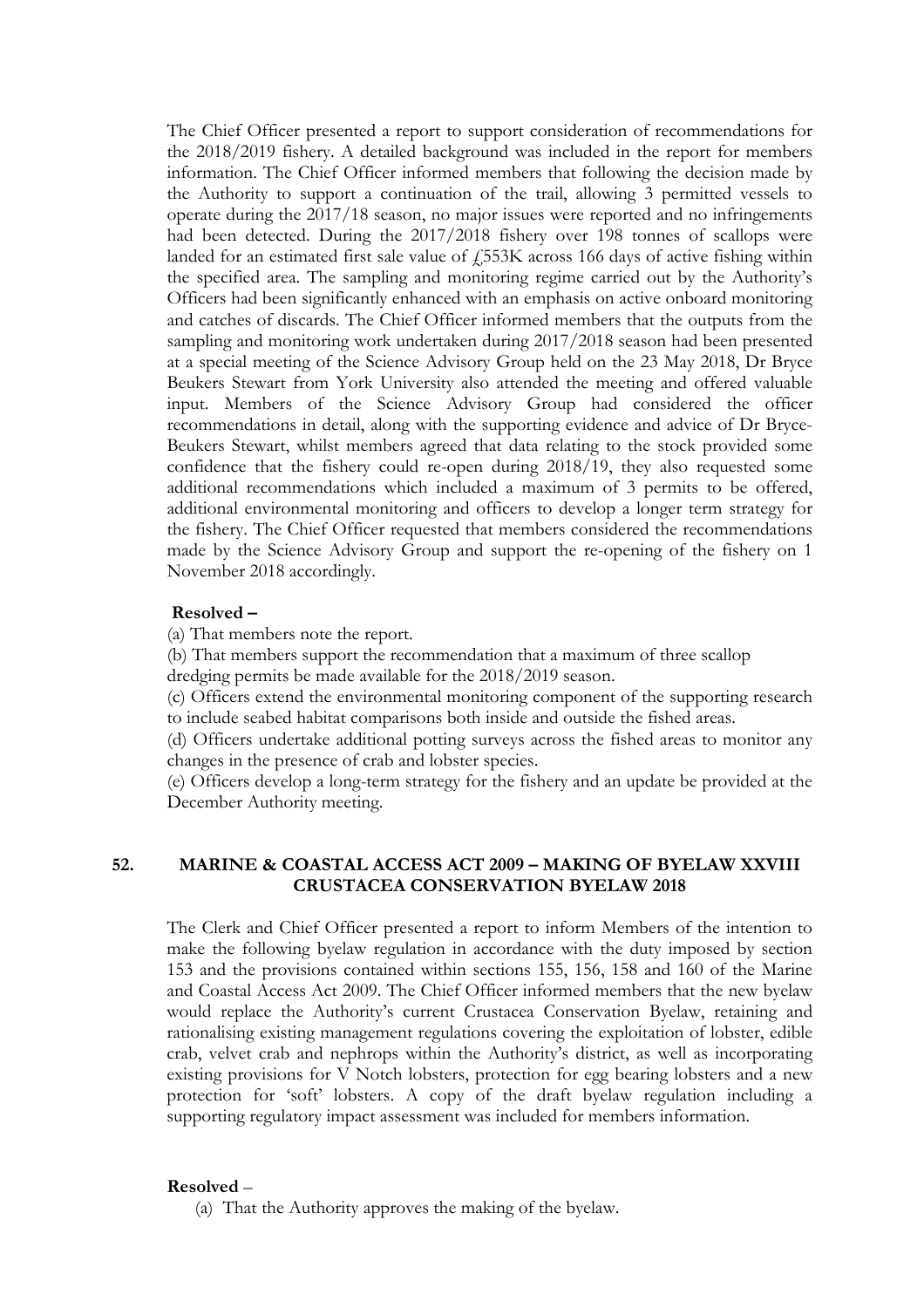The Chief Officer presented a report to support consideration of recommendations for the 2018/2019 fishery. A detailed background was included in the report for members information. The Chief Officer informed members that following the decision made by the Authority to support a continuation of the trail, allowing 3 permitted vessels to operate during the 2017/18 season, no major issues were reported and no infringements had been detected. During the 2017/2018 fishery over 198 tonnes of scallops were landed for an estimated first sale value of £553K across 166 days of active fishing within the specified area. The sampling and monitoring regime carried out by the Authority's Officers had been significantly enhanced with an emphasis on active onboard monitoring and catches of discards. The Chief Officer informed members that the outputs from the sampling and monitoring work undertaken during 2017/2018 season had been presented at a special meeting of the Science Advisory Group held on the 23 May 2018, Dr Bryce Beukers Stewart from York University also attended the meeting and offered valuable input. Members of the Science Advisory Group had considered the officer recommendations in detail, along with the supporting evidence and advice of Dr Bryce-Beukers Stewart, whilst members agreed that data relating to the stock provided some confidence that the fishery could re-open during 2018/19, they also requested some additional recommendations which included a maximum of 3 permits to be offered, additional environmental monitoring and officers to develop a longer term strategy for the fishery. The Chief Officer requested that members considered the recommendations made by the Science Advisory Group and support the re-opening of the fishery on 1 November 2018 accordingly.

**Resolved –**

(a) That members note the report.

(b) That members support the recommendation that a maximum of three scallop dredging permits be made available for the 2018/2019 season.

(c) Officers extend the environmental monitoring component of the supporting research to include seabed habitat comparisons both inside and outside the fished areas.

(d) Officers undertake additional potting surveys across the fished areas to monitor any changes in the presence of crab and lobster species.

(e) Officers develop a long-term strategy for the fishery and an update be provided at the December Authority meeting.

## 52. MARINE & COASTAL ACCESS ACT 2009 – MAKING OF BYELAW XXVIII CRUSTACEA CONSERVATION BYELAW 2018

The Clerk and Chief Officer presented a report to inform Members of the intention to make the following byelaw regulation in accordance with the duty imposed by section 153 and the provisions contained within sections 155, 156, 158 and 160 of the Marine and Coastal Access Act 2009. The Chief Officer informed members that the new byelaw would replace the Authority's current Crustacea Conservation Byelaw, retaining and rationalising existing management regulations covering the exploitation of lobster, edible crab, velvet crab and nephrops within the Authority's district, as well as incorporating existing provisions for V Notch lobsters, protection for egg bearing lobsters and a new protection for 'soft' lobsters. A copy of the draft byelaw regulation including a supporting regulatory impact assessment was included for members information.

**Resolved** –

(a) That the Authority approves the making of the byelaw.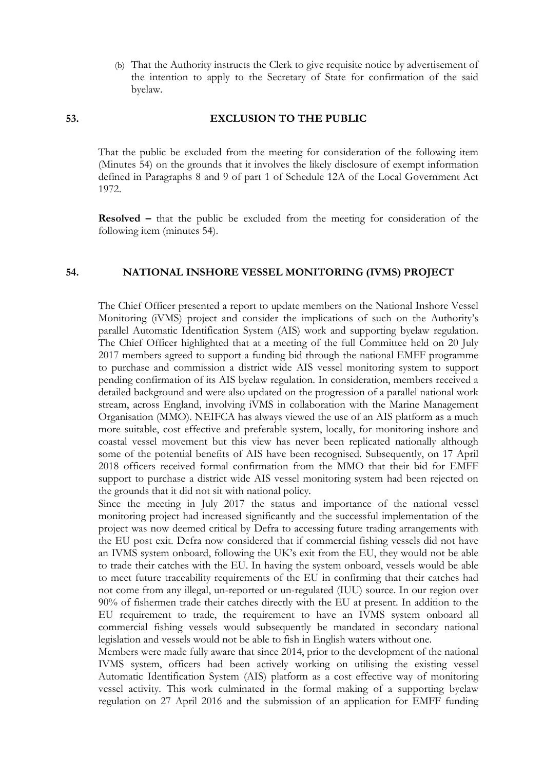(b) That the Authority instructs the Clerk to give requisite notice by advertisement of the intention to apply to the Secretary of State for confirmation of the said byelaw.

## 53. EXCLUSION TO THE PUBLIC

That the public be excluded from the meeting for consideration of the following item (Minutes 54) on the grounds that it involves the likely disclosure of exempt information defined in Paragraphs 8 and 9 of part 1 of Schedule 12A of the Local Government Act 1972.

**Resolved –** that the public be excluded from the meeting for consideration of the following item (minutes 54).

## 54. NATIONAL INSHORE VESSEL MONITORING (IVMS) PROJECT

The Chief Officer presented a report to update members on the National Inshore Vessel Monitoring (iVMS) project and consider the implications of such on the Authority's parallel Automatic Identification System (AIS) work and supporting byelaw regulation. The Chief Officer highlighted that at a meeting of the full Committee held on 20 July 2017 members agreed to support a funding bid through the national EMFF programme to purchase and commission a district wide AIS vessel monitoring system to support pending confirmation of its AIS byelaw regulation. In consideration, members received a detailed background and were also updated on the progression of a parallel national work stream, across England, involving iVMS in collaboration with the Marine Management Organisation (MMO). NEIFCA has always viewed the use of an AIS platform as a much more suitable, cost effective and preferable system, locally, for monitoring inshore and coastal vessel movement but this view has never been replicated nationally although some of the potential benefits of AIS have been recognised. Subsequently, on 17 April 2018 officers received formal confirmation from the MMO that their bid for EMFF support to purchase a district wide AIS vessel monitoring system had been rejected on the grounds that it did not sit with national policy.

Since the meeting in July 2017 the status and importance of the national vessel monitoring project had increased significantly and the successful implementation of the project was now deemed critical by Defra to accessing future trading arrangements with the EU post exit. Defra now considered that if commercial fishing vessels did not have an IVMS system onboard, following the UK's exit from the EU, they would not be able to trade their catches with the EU. In having the system onboard, vessels would be able to meet future traceability requirements of the EU in confirming that their catches had not come from any illegal, un-reported or un-regulated (IUU) source. In our region over 90% of fishermen trade their catches directly with the EU at present. In addition to the EU requirement to trade, the requirement to have an IVMS system onboard all commercial fishing vessels would subsequently be mandated in secondary national legislation and vessels would not be able to fish in English waters without one.

Members were made fully aware that since 2014, prior to the development of the national IVMS system, officers had been actively working on utilising the existing vessel Automatic Identification System (AIS) platform as a cost effective way of monitoring vessel activity. This work culminated in the formal making of a supporting byelaw regulation on 27 April 2016 and the submission of an application for EMFF funding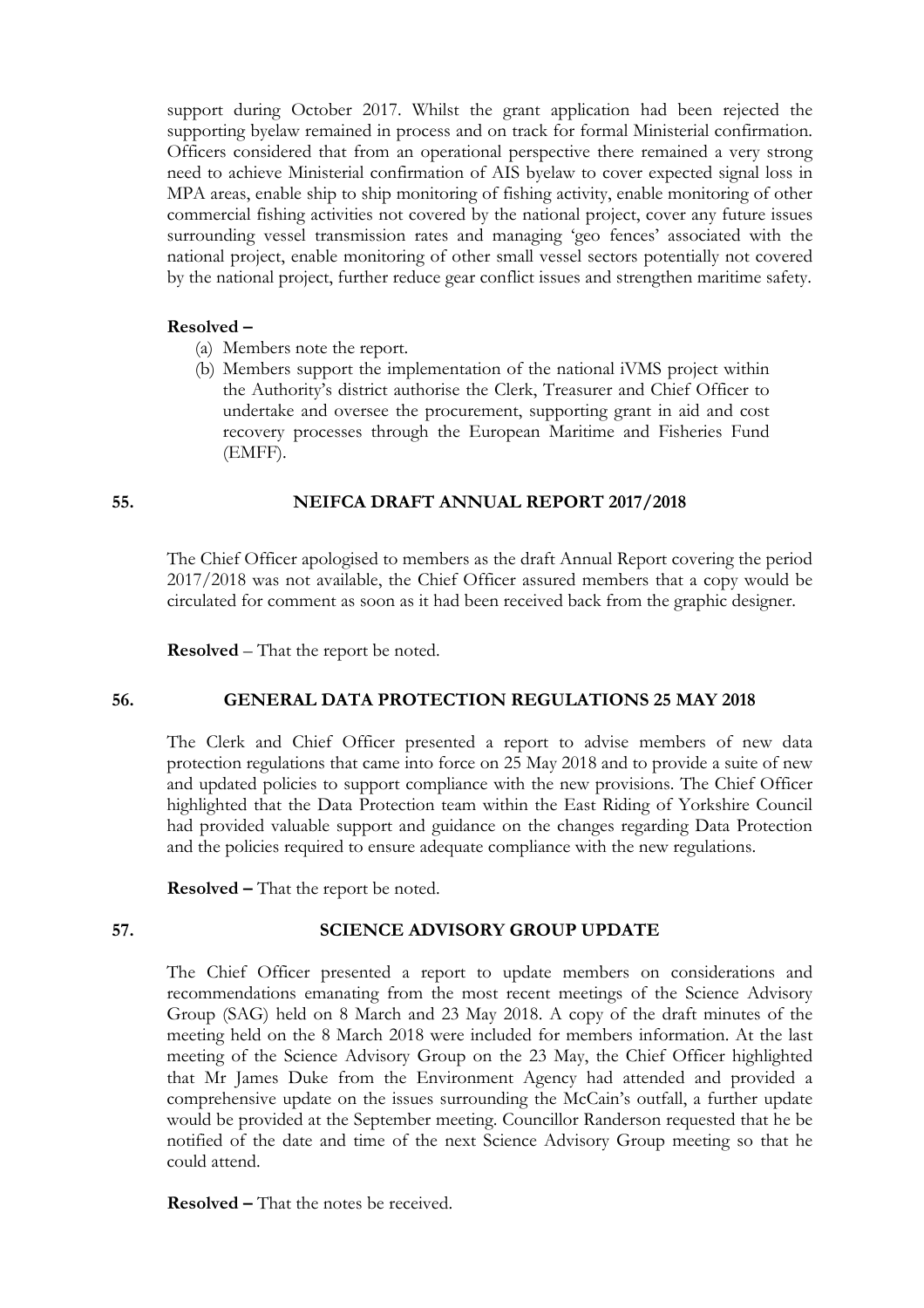support during October 2017. Whilst the grant application had been rejected the supporting byelaw remained in process and on track for formal Ministerial confirmation. Officers considered that from an operational perspective there remained a very strong need to achieve Ministerial confirmation of AIS byelaw to cover expected signal loss in MPA areas, enable ship to ship monitoring of fishing activity, enable monitoring of other commercial fishing activities not covered by the national project, cover any future issues surrounding vessel transmission rates and managing 'geo fences' associated with the national project, enable monitoring of other small vessel sectors potentially not covered by the national project, further reduce gear conflict issues and strengthen maritime safety.

**Resolved –**

(a) Members note the report.

(b) Members support the implementation of the national iVMS project within the Authority's district authorise the Clerk, Treasurer and Chief Officer to undertake and oversee the procurement, supporting grant in aid and cost recovery processes through the European Maritime and Fisheries Fund (EMFF).

## 55. NEIFCA DRAFT ANNUAL REPORT 2017/2018

The Chief Officer apologised to members as the draft Annual Report covering the period 2017/2018 was not available, the Chief Officer assured members that a copy would be circulated for comment as soon as it had been received back from the graphic designer.

**Resolved** – That the report be noted.

## 56. GENERAL DATA PROTECTION REGULATIONS 25 MAY 2018

The Clerk and Chief Officer presented a report to advise members of new data protection regulations that came into force on 25 May 2018 and to provide a suite of new and updated policies to support compliance with the new provisions. The Chief Officer highlighted that the Data Protection team within the East Riding of Yorkshire Council had provided valuable support and guidance on the changes regarding Data Protection and the policies required to ensure adequate compliance with the new regulations.

**Resolved –** That the report be noted.

## 57. SCIENCE ADVISORY GROUP UPDATE

The Chief Officer presented a report to update members on considerations and recommendations emanating from the most recent meetings of the Science Advisory Group (SAG) held on 8 March and 23 May 2018. A copy of the draft minutes of the meeting held on the 8 March 2018 were included for members information. At the last meeting of the Science Advisory Group on the 23 May, the Chief Officer highlighted that Mr James Duke from the Environment Agency had attended and provided a comprehensive update on the issues surrounding the McCain's outfall, a further update would be provided at the September meeting. Councillor Randerson requested that he be notified of the date and time of the next Science Advisory Group meeting so that he could attend.

**Resolved –** That the notes be received.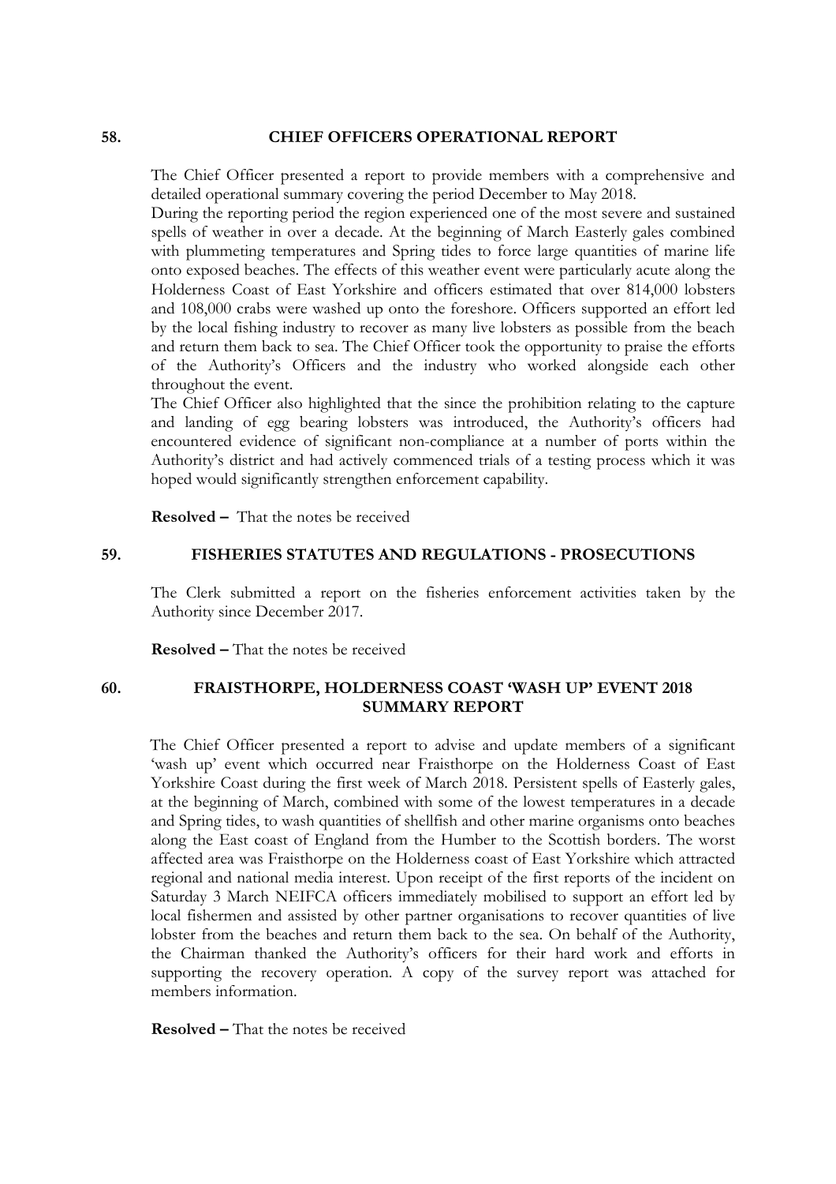## 58. CHIEF OFFICERS OPERATIONAL REPORT

The Chief Officer presented a report to provide members with a comprehensive and detailed operational summary covering the period December to May 2018.

During the reporting period the region experienced one of the most severe and sustained spells of weather in over a decade. At the beginning of March Easterly gales combined with plummeting temperatures and Spring tides to force large quantities of marine life onto exposed beaches. The effects of this weather event were particularly acute along the Holderness Coast of East Yorkshire and officers estimated that over 814,000 lobsters and 108,000 crabs were washed up onto the foreshore. Officers supported an effort led by the local fishing industry to recover as many live lobsters as possible from the beach and return them back to sea. The Chief Officer took the opportunity to praise the efforts of the Authority's Officers and the industry who worked alongside each other throughout the event.

The Chief Officer also highlighted that the since the prohibition relating to the capture and landing of egg bearing lobsters was introduced, the Authority's officers had encountered evidence of significant non-compliance at a number of ports within the Authority's district and had actively commenced trials of a testing process which it was hoped would significantly strengthen enforcement capability.

**Resolved –** That the notes be received

## 59. FISHERIES STATUTES AND REGULATIONS - PROSECUTIONS

The Clerk submitted a report on the fisheries enforcement activities taken by the Authority since December 2017.

**Resolved –** That the notes be received

## 60. FRAISTHORPE, HOLDERNESS COAST 'WASH UP' EVENT 2018 SUMMARY REPORT

The Chief Officer presented a report to advise and update members of a significant 'wash up' event which occurred near Fraisthorpe on the Holderness Coast of East Yorkshire Coast during the first week of March 2018. Persistent spells of Easterly gales, at the beginning of March, combined with some of the lowest temperatures in a decade and Spring tides, to wash quantities of shellfish and other marine organisms onto beaches along the East coast of England from the Humber to the Scottish borders. The worst affected area was Fraisthorpe on the Holderness coast of East Yorkshire which attracted regional and national media interest. Upon receipt of the first reports of the incident on Saturday 3 March NEIFCA officers immediately mobilised to support an effort led by local fishermen and assisted by other partner organisations to recover quantities of live lobster from the beaches and return them back to the sea. On behalf of the Authority, the Chairman thanked the Authority's officers for their hard work and efforts in supporting the recovery operation. A copy of the survey report was attached for members information.

**Resolved –** That the notes be received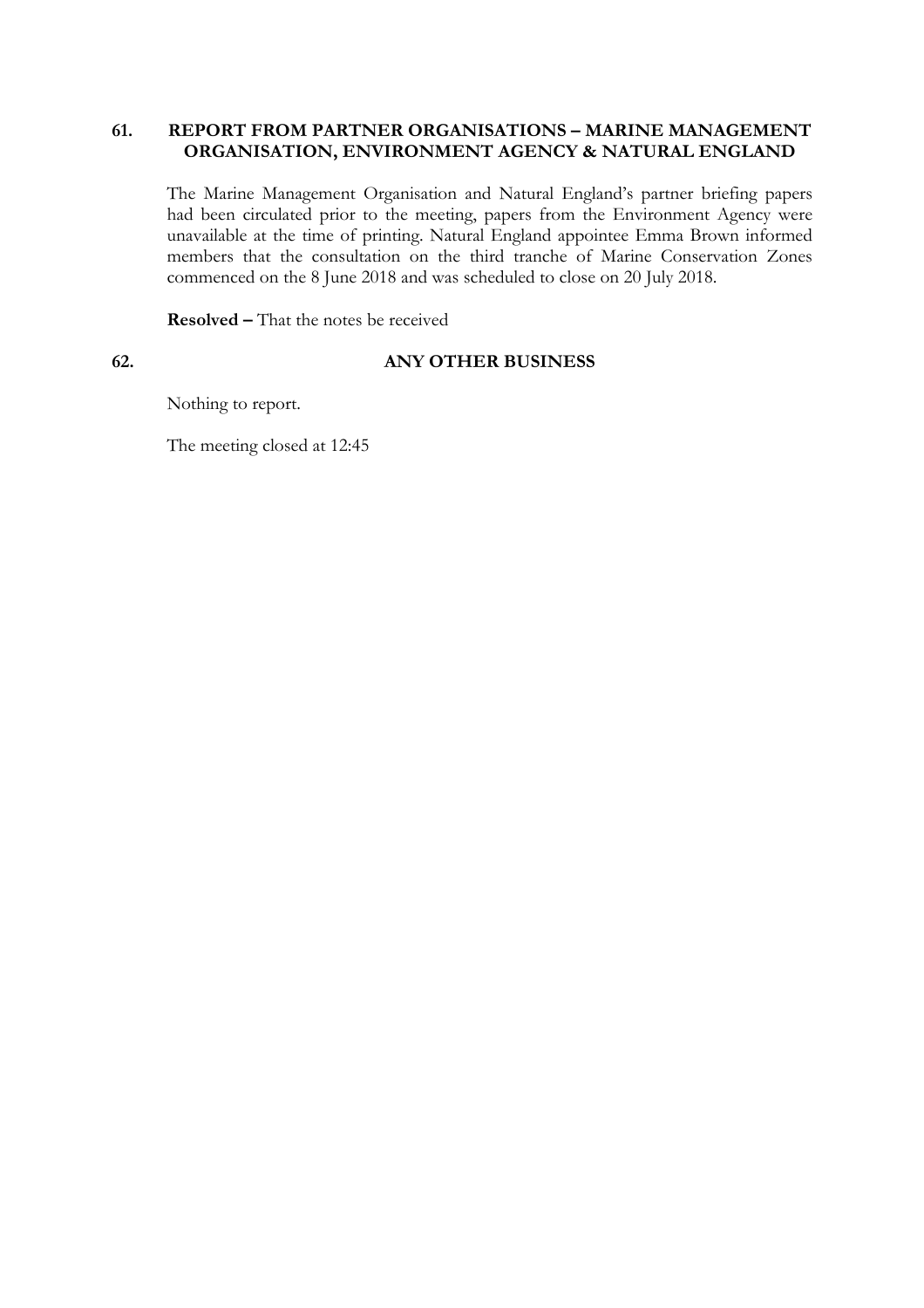## 61. REPORT FROM PARTNER ORGANISATIONS – MARINE MANAGEMENT ORGANISATION, ENVIRONMENT AGENCY & NATURAL ENGLAND

The Marine Management Organisation and Natural England's partner briefing papers had been circulated prior to the meeting, papers from the Environment Agency were unavailable at the time of printing. Natural England appointee Emma Brown informed members that the consultation on the third tranche of Marine Conservation Zones commenced on the 8 June 2018 and was scheduled to close on 20 July 2018.

**Resolved –** That the notes be received

## 62. ANY OTHER BUSINESS

Nothing to report.

The meeting closed at 12:45